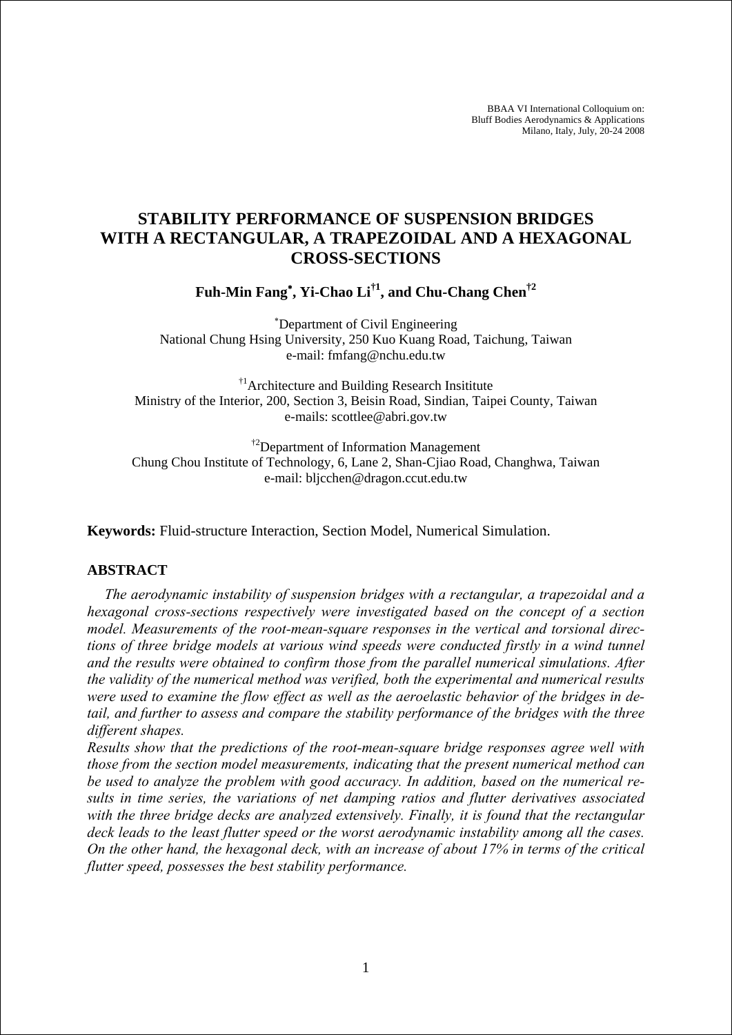BBAA VI International Colloquium on:
Bluff Bodies Aerodynamics & Applications
Milano, Italy, July, 20-24 2008

# STABILITY PERFORMANCE OF SUSPENSION BRIDGES WITH A RECTANGULAR, A TRAPEZOIDAL AND A HEXAGONAL CROSS-SECTIONS

**Fuh-Min Fang[*], Yi-Chao Li[†1], and Chu-Chang Chen[†2]**

[*]Department of Civil Engineering
National Chung Hsing University, 250 Kuo Kuang Road, Taichung, Taiwan
e-mail: fmfang@nchu.edu.tw

[†1]Architecture and Building Research Insititute
Ministry of the Interior, 200, Section 3, Beisin Road, Sindian, Taipei County, Taiwan
e-mails: scottlee@abri.gov.tw

[†2]Department of Information Management
Chung Chou Institute of Technology, 6, Lane 2, Shan-Cjiao Road, Changhwa, Taiwan
e-mail: bljcchen@dragon.ccut.edu.tw

**Keywords:** Fluid-structure Interaction, Section Model, Numerical Simulation.

## ABSTRACT

*The aerodynamic instability of suspension bridges with a rectangular, a trapezoidal and a hexagonal cross-sections respectively were investigated based on the concept of a section model. Measurements of the root-mean-square responses in the vertical and torsional directions of three bridge models at various wind speeds were conducted firstly in a wind tunnel and the results were obtained to confirm those from the parallel numerical simulations. After the validity of the numerical method was verified, both the experimental and numerical results were used to examine the flow effect as well as the aeroelastic behavior of the bridges in detail, and further to assess and compare the stability performance of the bridges with the three different shapes.*

*Results show that the predictions of the root-mean-square bridge responses agree well with those from the section model measurements, indicating that the present numerical method can be used to analyze the problem with good accuracy. In addition, based on the numerical results in time series, the variations of net damping ratios and flutter derivatives associated with the three bridge decks are analyzed extensively. Finally, it is found that the rectangular deck leads to the least flutter speed or the worst aerodynamic instability among all the cases. On the other hand, the hexagonal deck, with an increase of about 17% in terms of the critical flutter speed, possesses the best stability performance.*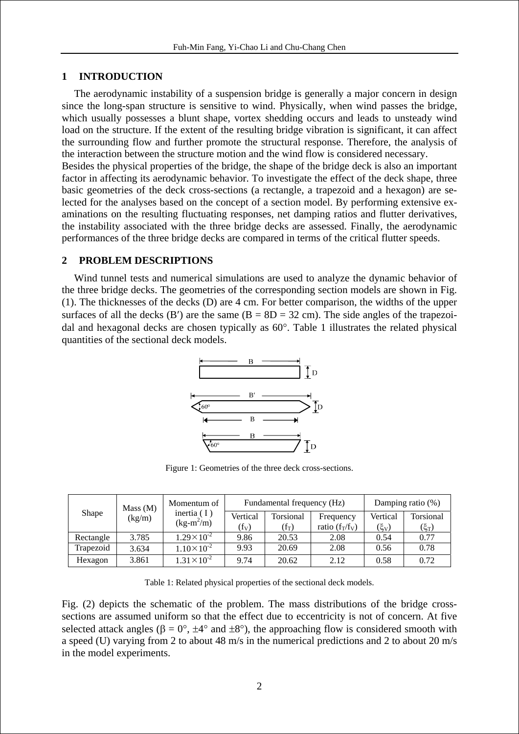## 1 INTRODUCTION

The aerodynamic instability of a suspension bridge is generally a major concern in design since the long-span structure is sensitive to wind. Physically, when wind passes the bridge, which usually possesses a blunt shape, vortex shedding occurs and leads to unsteady wind load on the structure. If the extent of the resulting bridge vibration is significant, it can affect the surrounding flow and further promote the structural response. Therefore, the analysis of the interaction between the structure motion and the wind flow is considered necessary.

Besides the physical properties of the bridge, the shape of the bridge deck is also an important factor in affecting its aerodynamic behavior. To investigate the effect of the deck shape, three basic geometries of the deck cross-sections (a rectangle, a trapezoid and a hexagon) are selected for the analyses based on the concept of a section model. By performing extensive examinations on the resulting fluctuating responses, net damping ratios and flutter derivatives, the instability associated with the three bridge decks are assessed. Finally, the aerodynamic performances of the three bridge decks are compared in terms of the critical flutter speeds.

## 2 PROBLEM DESCRIPTIONS

Wind tunnel tests and numerical simulations are used to analyze the dynamic behavior of the three bridge decks. The geometries of the corresponding section models are shown in Fig. (1). The thicknesses of the decks (D) are 4 cm. For better comparison, the widths of the upper surfaces of all the decks (B′) are the same (B = 8D = 32 cm). The side angles of the trapezoidal and hexagonal decks are chosen typically as 60°. Table 1 illustrates the related physical quantities of the sectional deck models.

Figure 1: Geometries of the three deck cross-sections.

| Shape | Mass (M) (kg/m) | Momentum of inertia ( I ) (kg-m$^2$/m) | Fundamental frequency (Hz) | | | Damping ratio (%) | |
|---|---|---|---|---|---|---|---|
| | | | Vertical ($f_V$) | Torsional ($f_T$) | Frequency ratio ($f_T/f_V$) | Vertical ($\xi_V$) | Torsional ($\xi_T$) |
| Rectangle | 3.785 | $1.29\times10^{-2}$ | 9.86 | 20.53 | 2.08 | 0.54 | 0.77 |
| Trapezoid | 3.634 | $1.10\times10^{-2}$ | 9.93 | 20.69 | 2.08 | 0.56 | 0.78 |
| Hexagon | 3.861 | $1.31\times10^{-2}$ | 9.74 | 20.62 | 2.12 | 0.58 | 0.72 |

Table 1: Related physical properties of the sectional deck models.

Fig. (2) depicts the schematic of the problem. The mass distributions of the bridge cross-sections are assumed uniform so that the effect due to eccentricity is not of concern. At five selected attack angles ($\beta = 0°$, $\pm4°$ and $\pm8°$), the approaching flow is considered smooth with a speed (U) varying from 2 to about 48 m/s in the numerical predictions and 2 to about 20 m/s in the model experiments.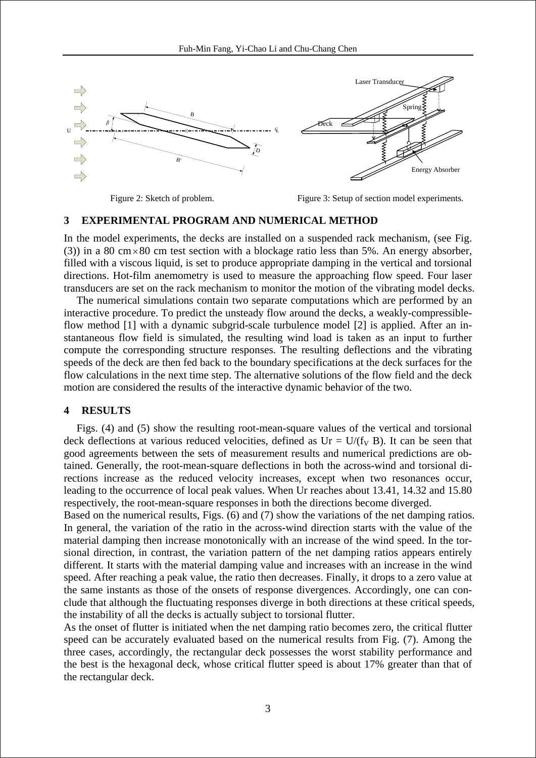Figure 2: Sketch of problem.

Figure 3: Setup of section model experiments.

## 3 EXPERIMENTAL PROGRAM AND NUMERICAL METHOD

In the model experiments, the decks are installed on a suspended rack mechanism, (see Fig. (3)) in a 80 cm$\times$80 cm test section with a blockage ratio less than 5%. An energy absorber, filled with a viscous liquid, is set to produce appropriate damping in the vertical and torsional directions. Hot-film anemometry is used to measure the approaching flow speed. Four laser transducers are set on the rack mechanism to monitor the motion of the vibrating model decks.

The numerical simulations contain two separate computations which are performed by an interactive procedure. To predict the unsteady flow around the decks, a weakly-compressible-flow method [1] with a dynamic subgrid-scale turbulence model [2] is applied. After an instantaneous flow field is simulated, the resulting wind load is taken as an input to further compute the corresponding structure responses. The resulting deflections and the vibrating speeds of the deck are then fed back to the boundary specifications at the deck surfaces for the flow calculations in the next time step. The alternative solutions of the flow field and the deck motion are considered the results of the interactive dynamic behavior of the two.

## 4 RESULTS

Figs. (4) and (5) show the resulting root-mean-square values of the vertical and torsional deck deflections at various reduced velocities, defined as $Ur = U/(f_V\ B)$. It can be seen that good agreements between the sets of measurement results and numerical predictions are obtained. Generally, the root-mean-square deflections in both the across-wind and torsional directions increase as the reduced velocity increases, except when two resonances occur, leading to the occurrence of local peak values. When Ur reaches about 13.41, 14.32 and 15.80 respectively, the root-mean-square responses in both the directions become diverged.

Based on the numerical results, Figs. (6) and (7) show the variations of the net damping ratios. In general, the variation of the ratio in the across-wind direction starts with the value of the material damping then increase monotonically with an increase of the wind speed. In the torsional direction, in contrast, the variation pattern of the net damping ratios appears entirely different. It starts with the material damping value and increases with an increase in the wind speed. After reaching a peak value, the ratio then decreases. Finally, it drops to a zero value at the same instants as those of the onsets of response divergences. Accordingly, one can conclude that although the fluctuating responses diverge in both directions at these critical speeds, the instability of all the decks is actually subject to torsional flutter.

As the onset of flutter is initiated when the net damping ratio becomes zero, the critical flutter speed can be accurately evaluated based on the numerical results from Fig. (7). Among the three cases, accordingly, the rectangular deck possesses the worst stability performance and the best is the hexagonal deck, whose critical flutter speed is about 17% greater than that of the rectangular deck.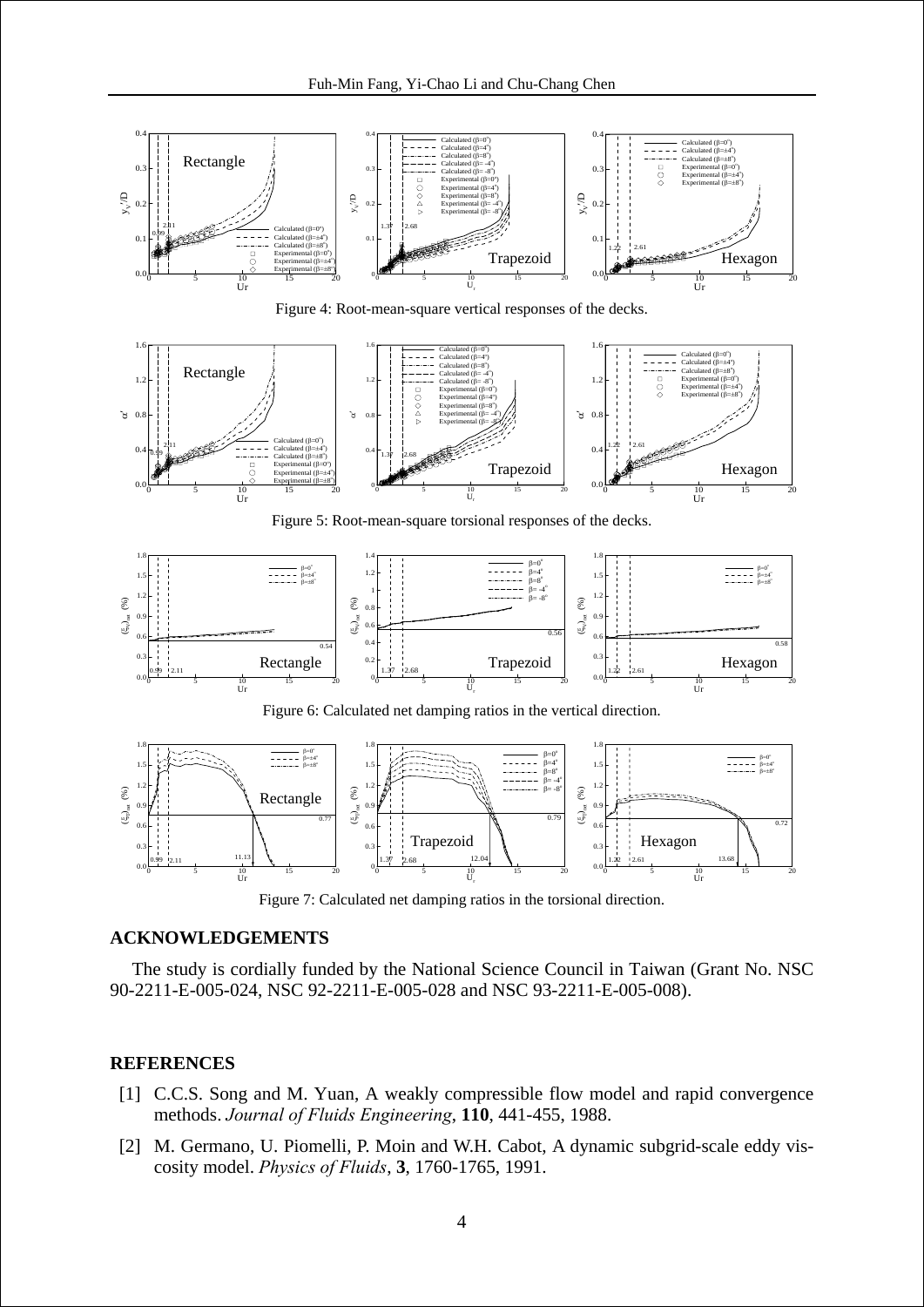Rectangle

2.11

0.99

Calculated (β=0°)
Calculated (β=±4°)
Calculated (β=±8°)
Experimental (β=0°)
Experimental (β=±4°)
Experimental (β=±8°)

Trapezoid

1.37

2.68

Calculated (β=0°)
Calculated (β=4°)
Calculated (β=8°)
Calculated (β= -4°)
Calculated (β= -8°)
Experimental (β=0°)
Experimental (β=4°)
Experimental (β=8°)
Experimental (β= -4°)
Experimental (β= -8°)

Hexagon

1.22

2.61

Calculated (β=0°)
Calculated (β=±4°)
Calculated (β=±8°)
Experimental (β=0°)
Experimental (β=±4°)
Experimental (β=±8°)

$y_V'/D$

Ur

Figure 4: Root-mean-square vertical responses of the decks.

Rectangle

2.11

0.99

Trapezoid

1.37

2.68

Hexagon

1.22

2.61

$\alpha'$

Ur

Figure 5: Root-mean-square torsional responses of the decks.

Rectangle

0.54

0.99

2.11

β=0°
β=±4°
β=±8°

Trapezoid

0.56

1.37

2.68

β=0°
β=4°
β=8°
β= -4°
β= -8°

Hexagon

0.58

1.22

2.61

$(\xi_V)_{net}$ (%)

Ur

Figure 6: Calculated net damping ratios in the vertical direction.

Rectangle

0.77

0.99

2.11

11.13

Trapezoid

0.79

1.37

2.68

12.04

Hexagon

0.72

1.22

2.61

13.68

$(\xi_T)_{net}$ (%)

Ur

Figure 7: Calculated net damping ratios in the torsional direction.

## ACKNOWLEDGEMENTS

The study is cordially funded by the National Science Council in Taiwan (Grant No. NSC 90-2211-E-005-024, NSC 92-2211-E-005-028 and NSC 93-2211-E-005-008).

## REFERENCES

[1] C.C.S. Song and M. Yuan, A weakly compressible flow model and rapid convergence methods. *Journal of Fluids Engineering*, **110**, 441-455, 1988.

[2] M. Germano, U. Piomelli, P. Moin and W.H. Cabot, A dynamic subgrid-scale eddy viscosity model. *Physics of Fluids*, **3**, 1760-1765, 1991.